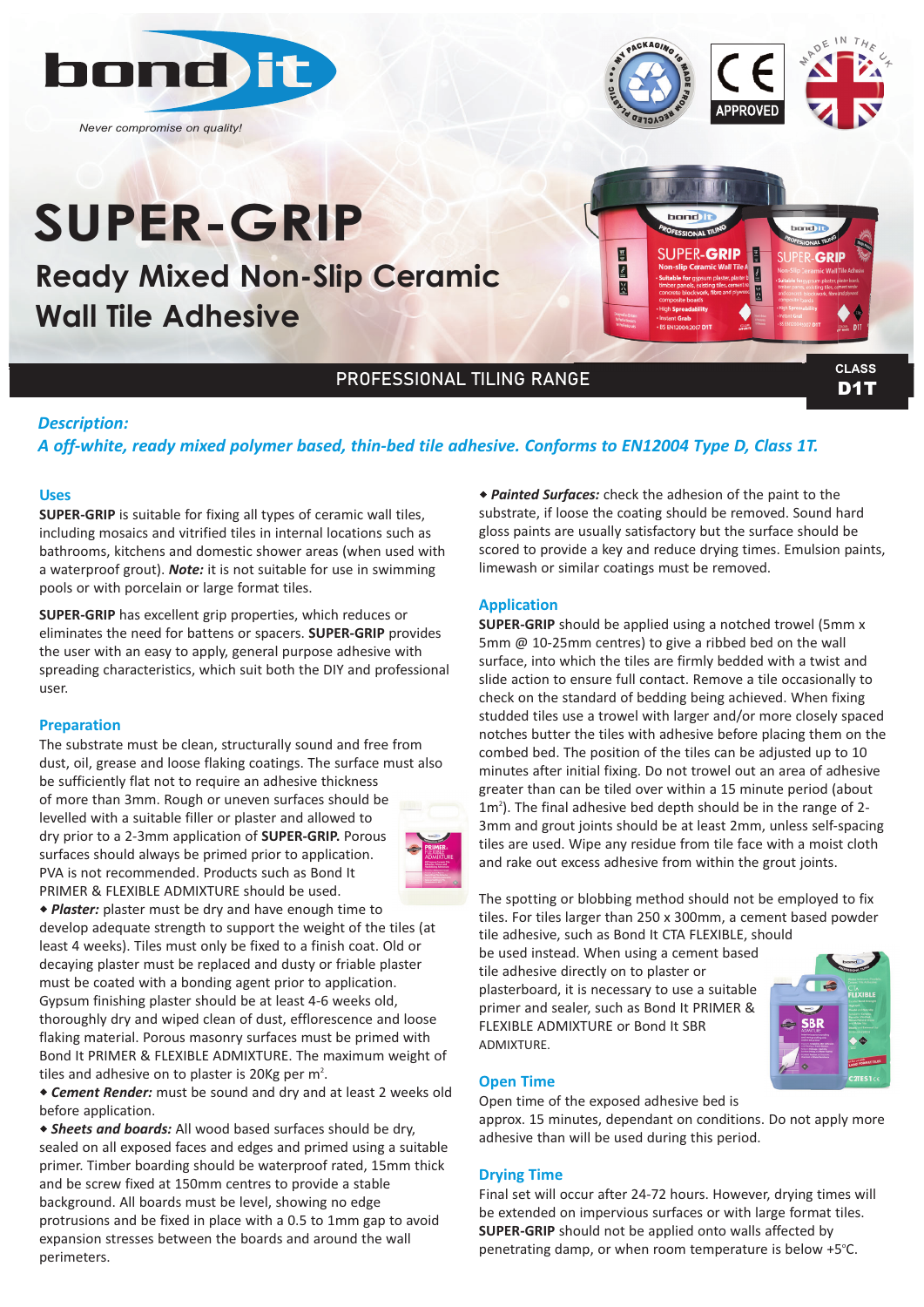bond it

*Never compromise on quality!*

# SUPER-GRIP

## Ready Mixed Non-Slip Ceramic Wall Tile Adhesive

PROFESSIONAL TILING RANGE

CLASS **D1T**

***Description:***

***A off-white, ready mixed polymer based, thin-bed tile adhesive. Conforms to EN12004 Type D, Class 1T.***

### Uses

**SUPER-GRIP** is suitable for fixing all types of ceramic wall tiles, including mosaics and vitrified tiles in internal locations such as bathrooms, kitchens and domestic shower areas (when used with a waterproof grout). ***Note:*** it is not suitable for use in swimming pools or with porcelain or large format tiles.

**SUPER-GRIP** has excellent grip properties, which reduces or eliminates the need for battens or spacers. **SUPER-GRIP** provides the user with an easy to apply, general purpose adhesive with spreading characteristics, which suit both the DIY and professional user.

### Preparation

The substrate must be clean, structurally sound and free from dust, oil, grease and loose flaking coatings. The surface must also be sufficiently flat not to require an adhesive thickness of more than 3mm. Rough or uneven surfaces should be levelled with a suitable filler or plaster and allowed to dry prior to a 2-3mm application of **SUPER-GRIP.** Porous surfaces should always be primed prior to application. PVA is not recommended. Products such as Bond It PRIMER & FLEXIBLE ADMIXTURE should be used.

- ***Plaster:*** plaster must be dry and have enough time to develop adequate strength to support the weight of the tiles (at least 4 weeks). Tiles must only be fixed to a finish coat. Old or decaying plaster must be replaced and dusty or friable plaster must be coated with a bonding agent prior to application. Gypsum finishing plaster should be at least 4-6 weeks old, thoroughly dry and wiped clean of dust, efflorescence and loose flaking material. Porous masonry surfaces must be primed with Bond It PRIMER & FLEXIBLE ADMIXTURE. The maximum weight of tiles and adhesive on to plaster is 20Kg per m$^2$.
- ***Cement Render:*** must be sound and dry and at least 2 weeks old before application.
- ***Sheets and boards:*** All wood based surfaces should be dry, sealed on all exposed faces and edges and primed using a suitable primer. Timber boarding should be waterproof rated, 15mm thick and be screw fixed at 150mm centres to provide a stable background. All boards must be level, showing no edge protrusions and be fixed in place with a 0.5 to 1mm gap to avoid expansion stresses between the boards and around the wall perimeters.
- ***Painted Surfaces:*** check the adhesion of the paint to the substrate, if loose the coating should be removed. Sound hard gloss paints are usually satisfactory but the surface should be scored to provide a key and reduce drying times. Emulsion paints, limewash or similar coatings must be removed.

### Application

**SUPER-GRIP** should be applied using a notched trowel (5mm x 5mm @ 10-25mm centres) to give a ribbed bed on the wall surface, into which the tiles are firmly bedded with a twist and slide action to ensure full contact. Remove a tile occasionally to check on the standard of bedding being achieved. When fixing studded tiles use a trowel with larger and/or more closely spaced notches butter the tiles with adhesive before placing them on the combed bed. The position of the tiles can be adjusted up to 10 minutes after initial fixing. Do not trowel out an area of adhesive greater than can be tiled over within a 15 minute period (about 1m$^2$). The final adhesive bed depth should be in the range of 2-3mm and grout joints should be at least 2mm, unless self-spacing tiles are used. Wipe any residue from tile face with a moist cloth and rake out excess adhesive from within the grout joints.

The spotting or blobbing method should not be employed to fix tiles. For tiles larger than 250 x 300mm, a cement based powder tile adhesive, such as Bond It CTA FLEXIBLE, should be used instead. When using a cement based tile adhesive directly on to plaster or plasterboard, it is necessary to use a suitable primer and sealer, such as Bond It PRIMER & FLEXIBLE ADMIXTURE or Bond It SBR ADMIXTURE.

### Open Time

Open time of the exposed adhesive bed is approx. 15 minutes, dependant on conditions. Do not apply more adhesive than will be used during this period.

### Drying Time

Final set will occur after 24-72 hours. However, drying times will be extended on impervious surfaces or with large format tiles. **SUPER-GRIP** should not be applied onto walls affected by penetrating damp, or when room temperature is below +5℃.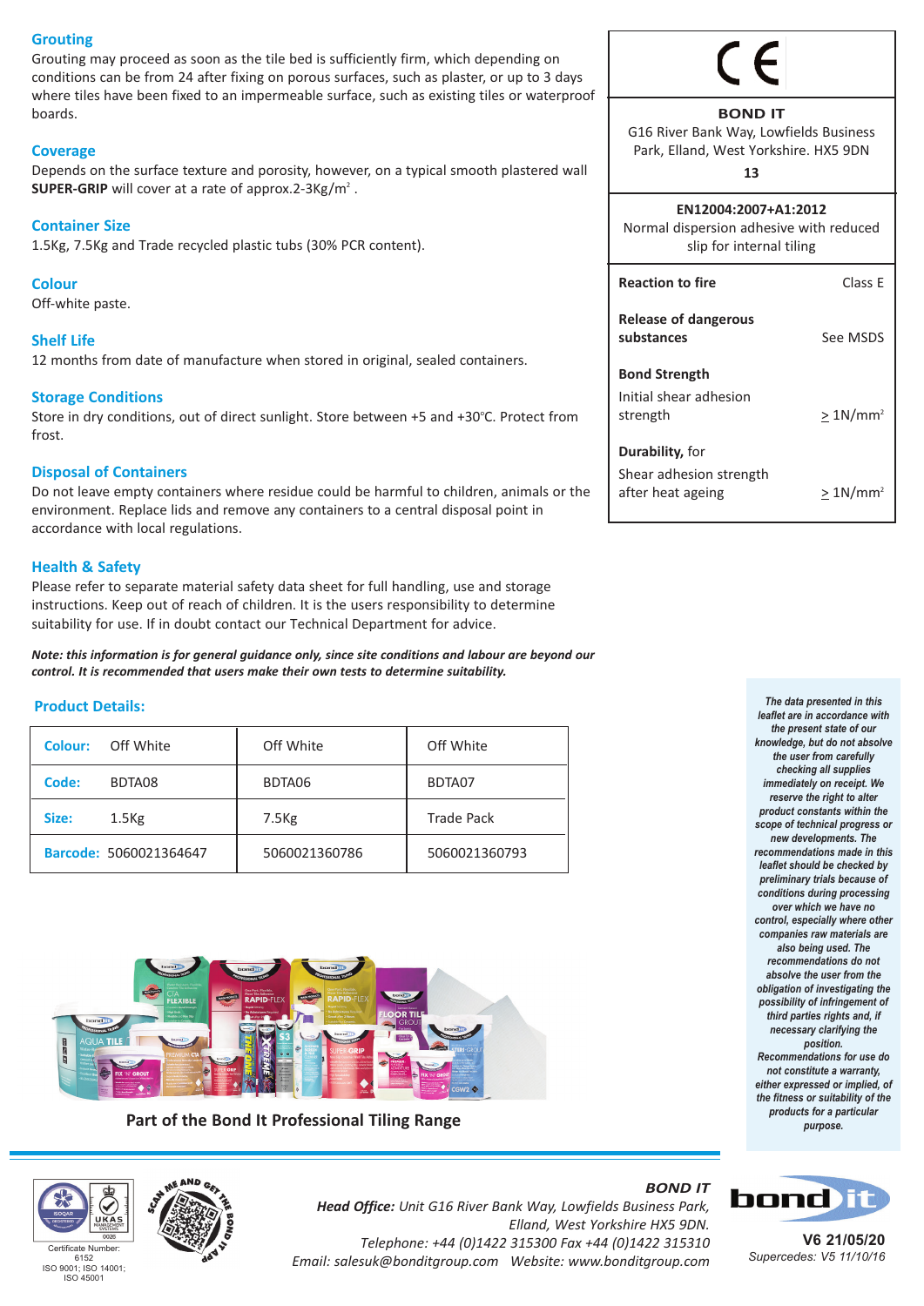## Grouting

Grouting may proceed as soon as the tile bed is sufficiently firm, which depending on conditions can be from 24 after fixing on porous surfaces, such as plaster, or up to 3 days where tiles have been fixed to an impermeable surface, such as existing tiles or waterproof boards.

## Coverage

Depends on the surface texture and porosity, however, on a typical smooth plastered wall **SUPER-GRIP** will cover at a rate of approx.2-3Kg/m$^2$ .

## Container Size

1.5Kg, 7.5Kg and Trade recycled plastic tubs (30% PCR content).

## Colour

Off-white paste.

## Shelf Life

12 months from date of manufacture when stored in original, sealed containers.

## Storage Conditions

Store in dry conditions, out of direct sunlight. Store between +5 and +30°C. Protect from frost.

## Disposal of Containers

Do not leave empty containers where residue could be harmful to children, animals or the environment. Replace lids and remove any containers to a central disposal point in accordance with local regulations.

## Health & Safety

Please refer to separate material safety data sheet for full handling, use and storage instructions. Keep out of reach of children. It is the users responsibility to determine suitability for use. If in doubt contact our Technical Department for advice.

***Note: this information is for general guidance only, since site conditions and labour are beyond our control. It is recommended that users make their own tests to determine suitability.***

CE

**BOND IT**
G16 River Bank Way, Lowfields Business Park, Elland, West Yorkshire. HX5 9DN
**13**

**EN12004:2007+A1:2012**
Normal dispersion adhesive with reduced slip for internal tiling

| | |
|---|---|
| **Reaction to fire** | Class E |
| **Release of dangerous substances** | See MSDS |
| **Bond Strength** Initial shear adhesion strength | ≥ 1N/mm$^2$ |
| **Durability,** for Shear adhesion strength after heat ageing | ≥ 1N/mm$^2$ |

## Product Details:

| | | |
|---|---|---|
| **Colour:** Off White | Off White | Off White |
| **Code:** BDTA08 | BDTA06 | BDTA07 |
| **Size:** 1.5Kg | 7.5Kg | Trade Pack |
| **Barcode:** 5060021364647 | 5060021360786 | 5060021360793 |

***The data presented in this leaflet are in accordance with the present state of our knowledge, but do not absolve the user from carefully checking all supplies immediately on receipt. We reserve the right to alter product constants within the scope of technical progress or new developments. The recommendations made in this leaflet should be checked by preliminary trials because of conditions during processing over which we have no control, especially where other companies raw materials are also being used. The recommendations do not absolve the user from the obligation of investigating the possibility of infringement of third parties rights and, if necessary clarifying the position. Recommendations for use do not constitute a warranty, either expressed or implied, of the fitness or suitability of the products for a particular purpose.***

**Part of the Bond It Professional Tiling Range**

Certificate Number: 6152
ISO 9001; ISO 14001; ISO 45001

SCAN ME AND GET THE BOND IT APP

***BOND IT***
***Head Office:*** *Unit G16 River Bank Way, Lowfields Business Park, Elland, West Yorkshire HX5 9DN.*
*Telephone: +44 (0)1422 315300 Fax +44 (0)1422 315310*
*Email: salesuk@bonditgroup.com Website: www.bonditgroup.com*

**V6 21/05/20**
*Supercedes: V5 11/10/16*